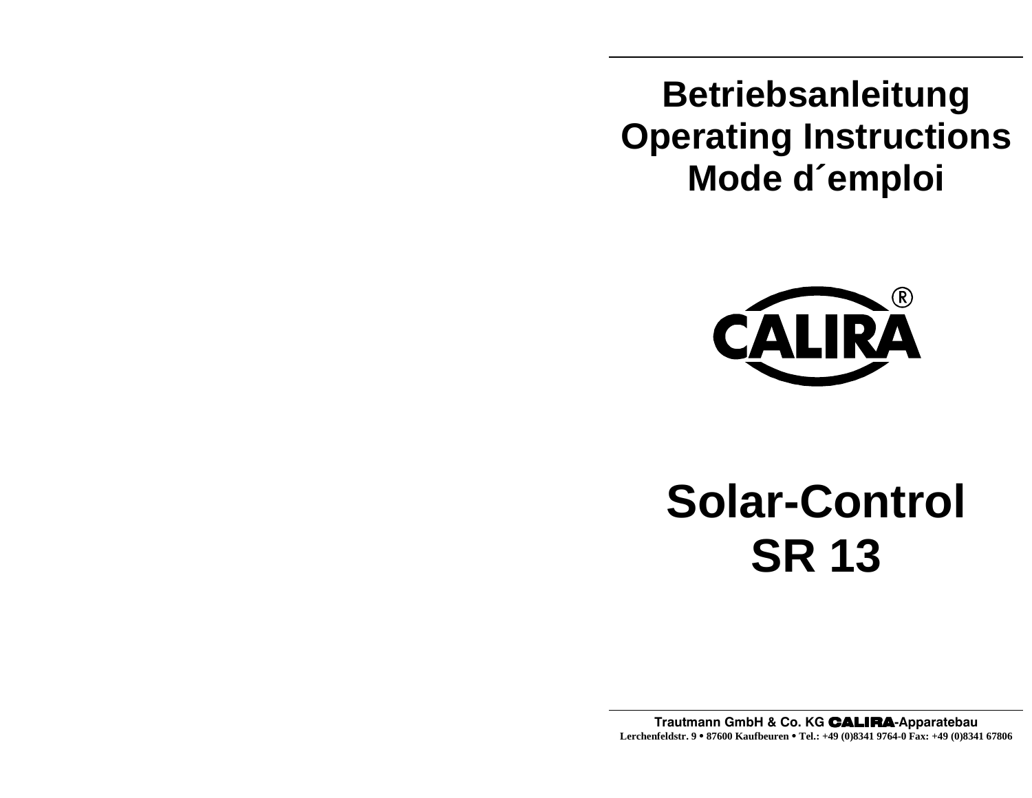# Betriebsanleitung
# Operating Instructions
# Mode d´emploi

CALIRA®

# Solar-Control
# SR 13

**Trautmann GmbH & Co. KG CALIRA-Apparatebau**
**Lerchenfeldstr. 9 • 87600 Kaufbeuren • Tel.: +49 (0)8341 9764-0 Fax: +49 (0)8341 67806**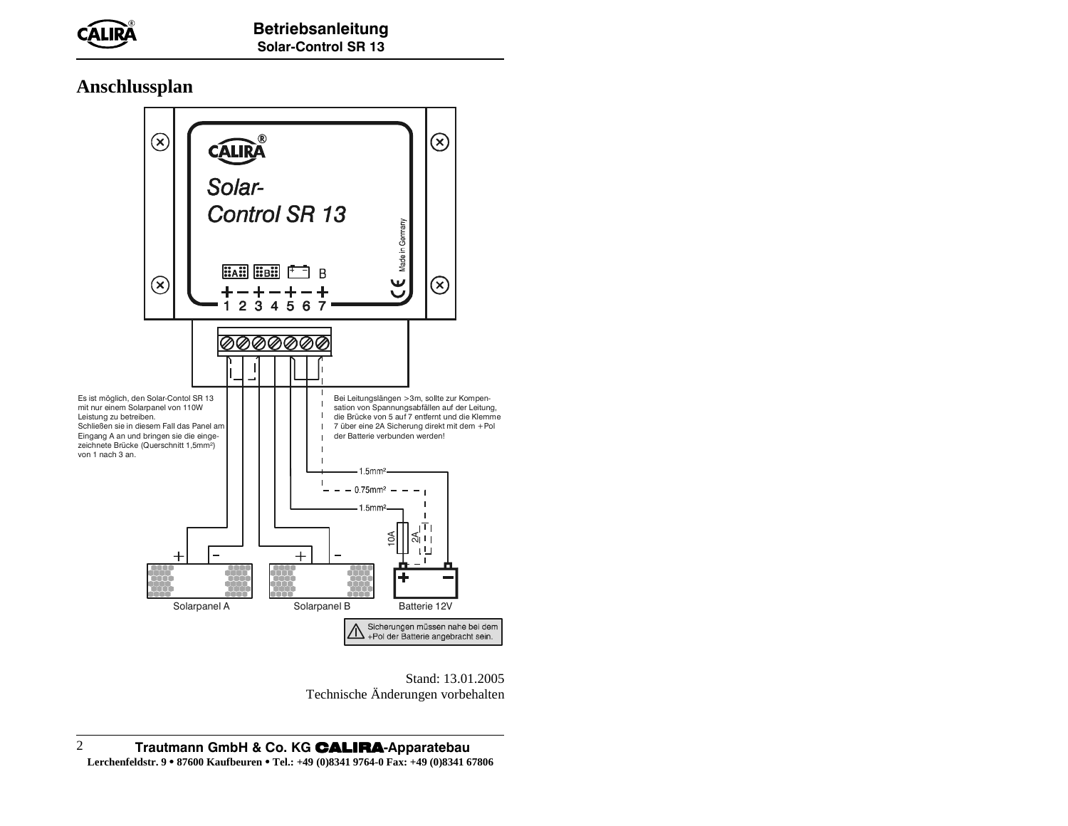## Anschlussplan

Es ist möglich, den Solar-Contol SR 13 mit nur einem Solarpanel von 110W Leistung zu betreiben.
Schließen sie in diesem Fall das Panel am Eingang A an und bringen sie die eingezeichnete Brücke (Querschnitt 1,5mm²) von 1 nach 3 an.

Bei Leitungslängen >3m, sollte zur Kompensation von Spannungsabfällen auf der Leitung, die Brücke von 5 auf 7 entfernt und die Klemme 7 über eine 2A Sicherung direkt mit dem +Pol der Batterie verbunden werden!

Solarpanel A

Solarpanel B

Batterie 12V

Sicherungen müssen nahe bei dem +Pol der Batterie angebracht sein.

Stand: 13.01.2005
Technische Änderungen vorbehalten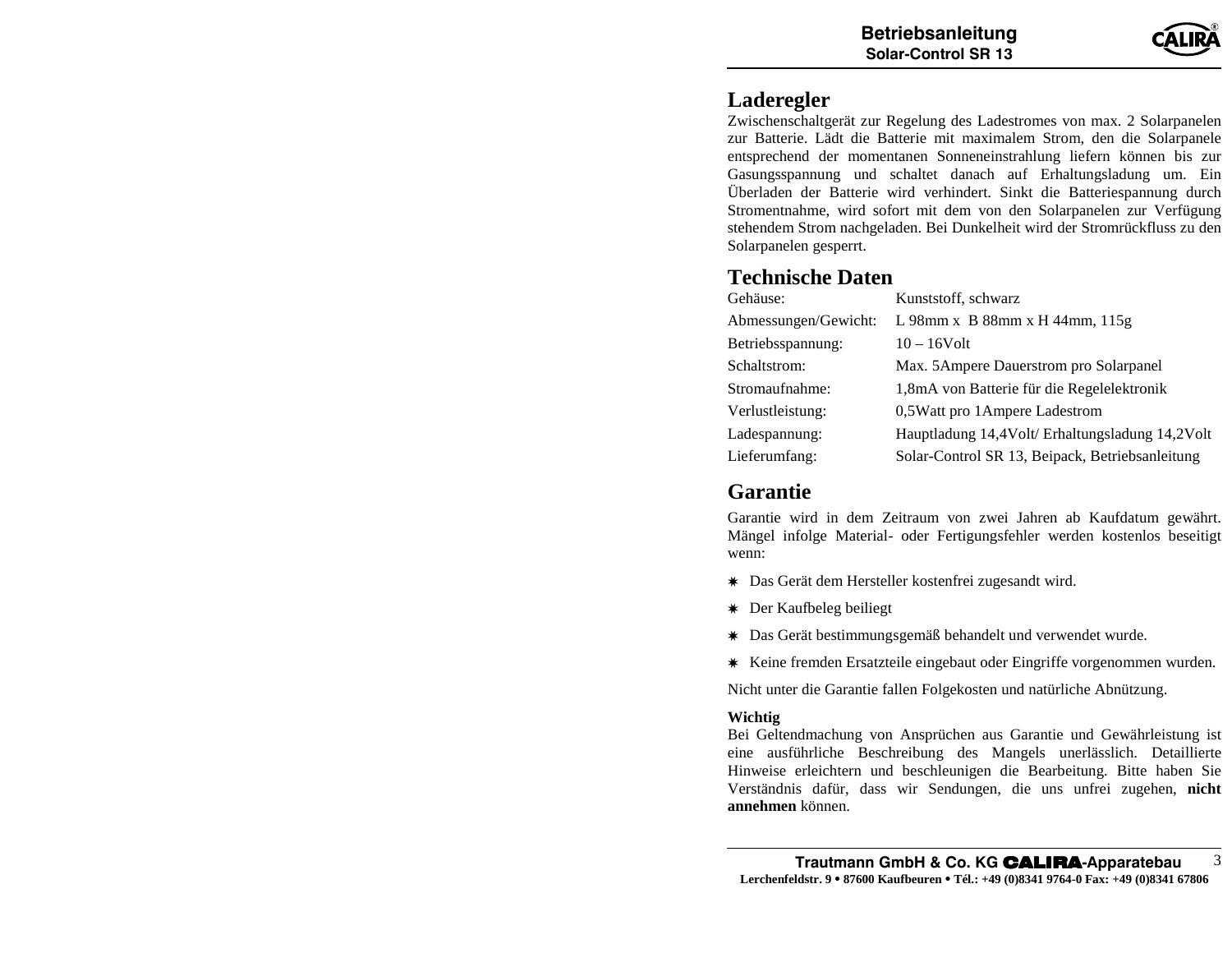## Laderegler

Zwischenschaltgerät zur Regelung des Ladestromes von max. 2 Solarpanelen zur Batterie. Lädt die Batterie mit maximalem Strom, den die Solarpanele entsprechend der momentanen Sonneneinstrahlung liefern können bis zur Gasungsspannung und schaltet danach auf Erhaltungsladung um. Ein Überladen der Batterie wird verhindert. Sinkt die Batteriespannung durch Stromentnahme, wird sofort mit dem von den Solarpanelen zur Verfügung stehendem Strom nachgeladen. Bei Dunkelheit wird der Stromrückfluss zu den Solarpanelen gesperrt.

## Technische Daten

| | |
|---|---|
| Gehäuse: | Kunststoff, schwarz |
| Abmessungen/Gewicht: | L 98mm x B 88mm x H 44mm, 115g |
| Betriebsspannung: | 10 – 16Volt |
| Schaltstrom: | Max. 5Ampere Dauerstrom pro Solarpanel |
| Stromaufnahme: | 1,8mA von Batterie für die Regelelektronik |
| Verlustleistung: | 0,5Watt pro 1Ampere Ladestrom |
| Ladespannung: | Hauptladung 14,4Volt/ Erhaltungsladung 14,2Volt |
| Lieferumfang: | Solar-Control SR 13, Beipack, Betriebsanleitung |

## Garantie

Garantie wird in dem Zeitraum von zwei Jahren ab Kaufdatum gewährt. Mängel infolge Material- oder Fertigungsfehler werden kostenlos beseitigt wenn:

- Das Gerät dem Hersteller kostenfrei zugesandt wird.
- Der Kaufbeleg beiliegt
- Das Gerät bestimmungsgemäß behandelt und verwendet wurde.
- Keine fremden Ersatzteile eingebaut oder Eingriffe vorgenommen wurden.

Nicht unter die Garantie fallen Folgekosten und natürliche Abnützung.

**Wichtig**
Bei Geltendmachung von Ansprüchen aus Garantie und Gewährleistung ist eine ausführliche Beschreibung des Mangels unerlässlich. Detaillierte Hinweise erleichtern und beschleunigen die Bearbeitung. Bitte haben Sie Verständnis dafür, dass wir Sendungen, die uns unfrei zugehen, **nicht annehmen** können.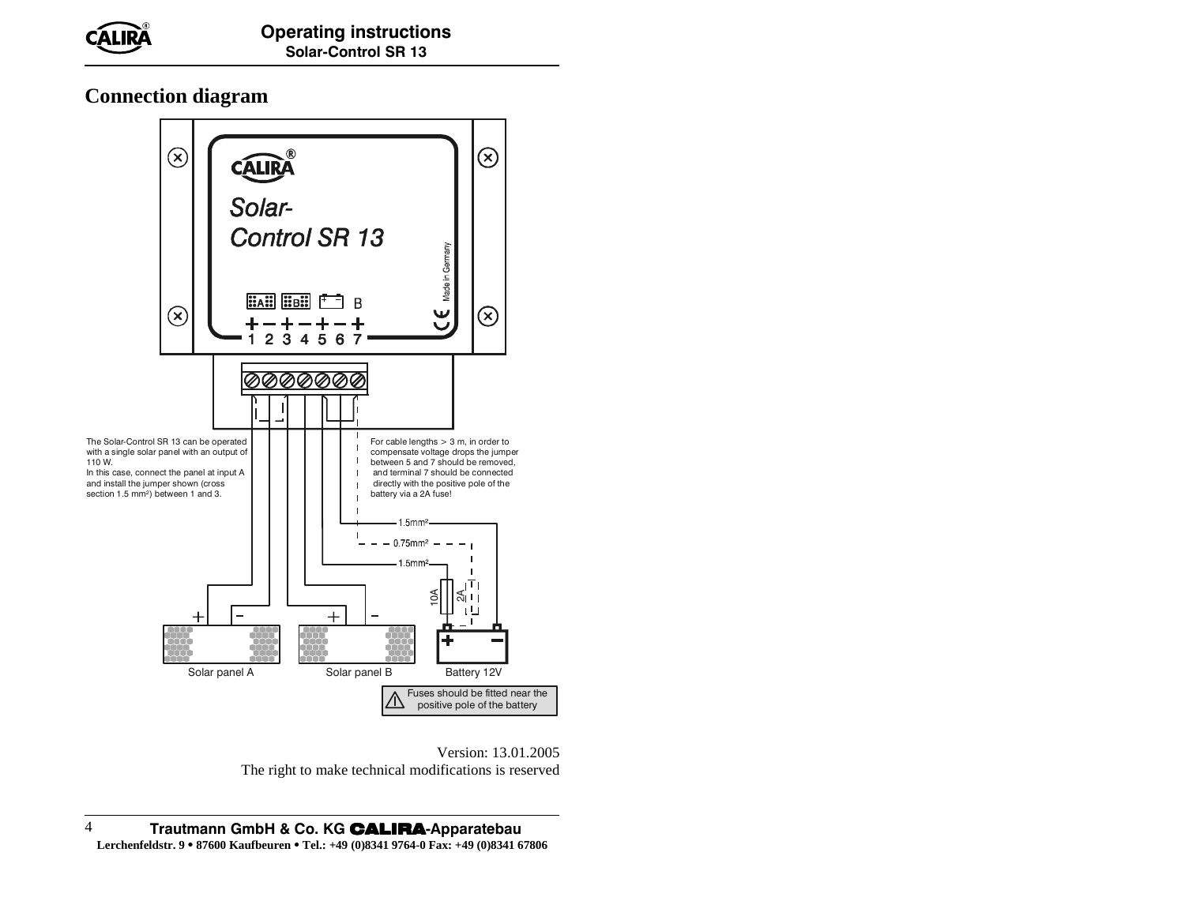## Connection diagram

The Solar-Control SR 13 can be operated with a single solar panel with an output of 110 W.
In this case, connect the panel at input A and install the jumper shown (cross section 1.5 mm²) between 1 and 3.

For cable lengths > 3 m, in order to compensate voltage drops the jumper between 5 and 7 should be removed, and terminal 7 should be connected directly with the positive pole of the battery via a 2A fuse!

⚠ Fuses should be fitted near the positive pole of the battery

Version: 13.01.2005
The right to make technical modifications is reserved

**Trautmann GmbH & Co. KG CALIRA-Apparatebau**
**Lerchenfeldstr. 9 • 87600 Kaufbeuren • Tel.: +49 (0)8341 9764-0 Fax: +49 (0)8341 67806**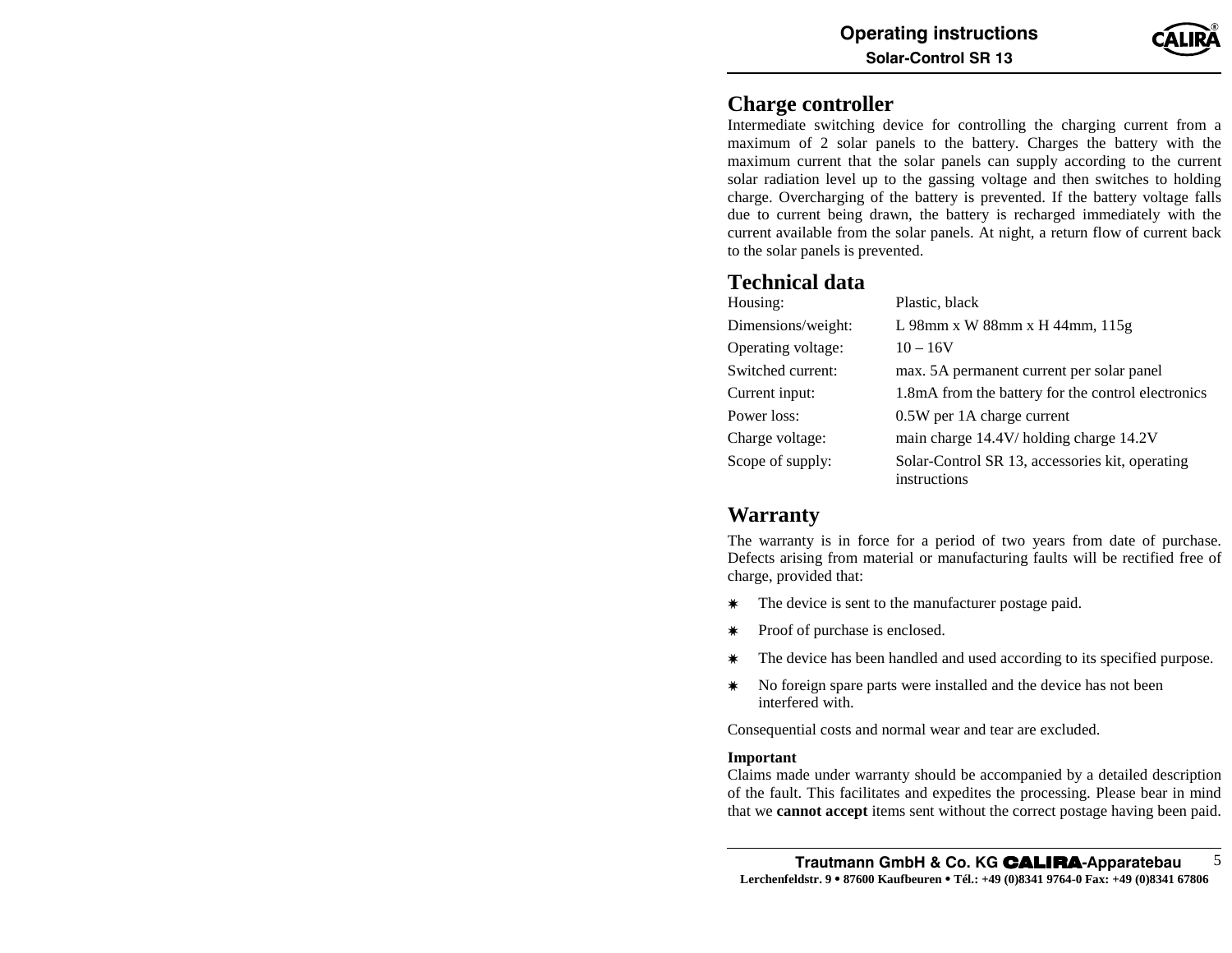## Charge controller

Intermediate switching device for controlling the charging current from a maximum of 2 solar panels to the battery. Charges the battery with the maximum current that the solar panels can supply according to the current solar radiation level up to the gassing voltage and then switches to holding charge. Overcharging of the battery is prevented. If the battery voltage falls due to current being drawn, the battery is recharged immediately with the current available from the solar panels. At night, a return flow of current back to the solar panels is prevented.

## Technical data

| | |
|---|---|
| Housing: | Plastic, black |
| Dimensions/weight: | L 98mm x W 88mm x H 44mm, 115g |
| Operating voltage: | 10 – 16V |
| Switched current: | max. 5A permanent current per solar panel |
| Current input: | 1.8mA from the battery for the control electronics |
| Power loss: | 0.5W per 1A charge current |
| Charge voltage: | main charge 14.4V/ holding charge 14.2V |
| Scope of supply: | Solar-Control SR 13, accessories kit, operating instructions |

## Warranty

The warranty is in force for a period of two years from date of purchase. Defects arising from material or manufacturing faults will be rectified free of charge, provided that:

- The device is sent to the manufacturer postage paid.
- Proof of purchase is enclosed.
- The device has been handled and used according to its specified purpose.
- No foreign spare parts were installed and the device has not been interfered with.

Consequential costs and normal wear and tear are excluded.

**Important**
Claims made under warranty should be accompanied by a detailed description of the fault. This facilitates and expedites the processing. Please bear in mind that we **cannot accept** items sent without the correct postage having been paid.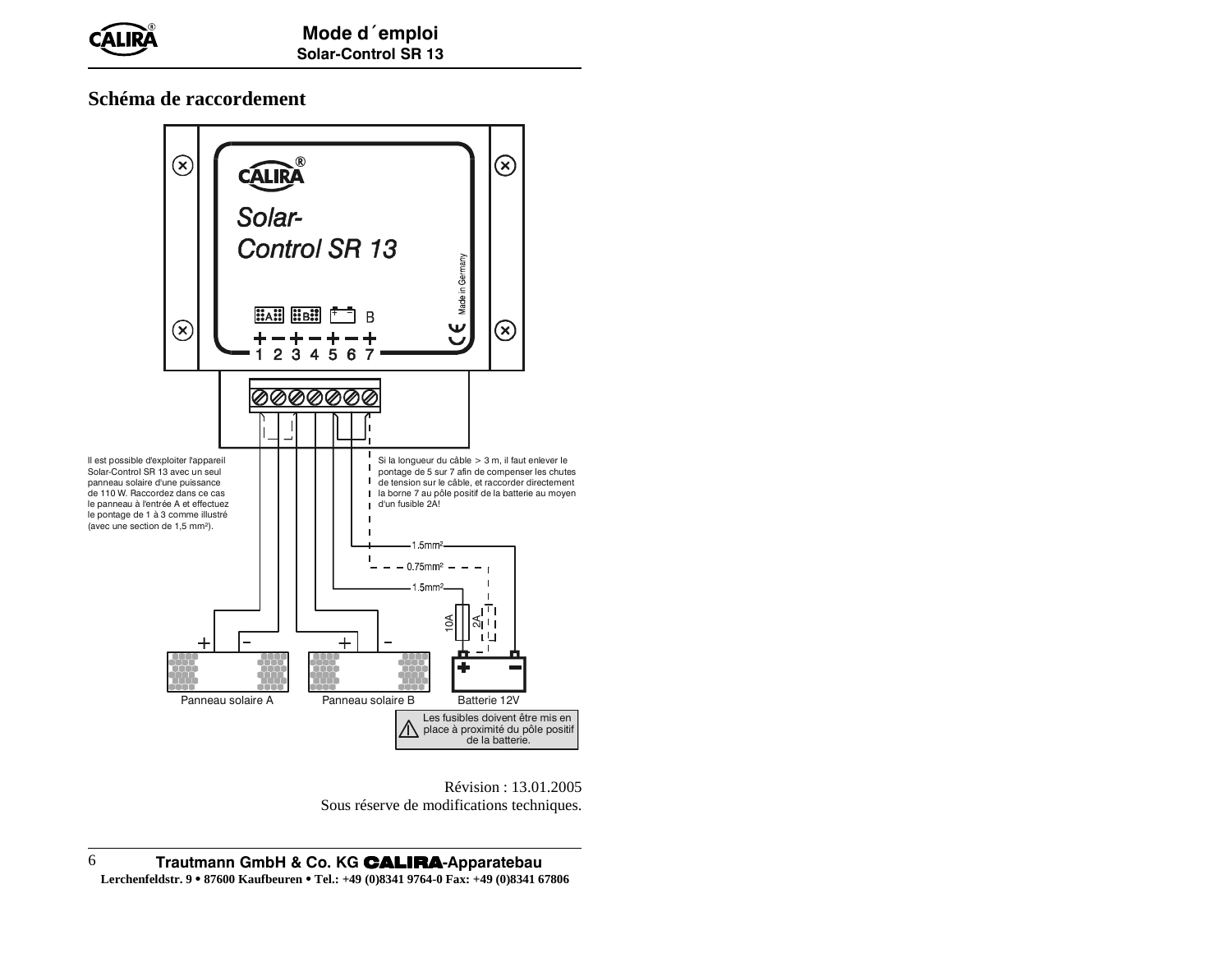## Schéma de raccordement

CALIRA®

Solar-Control SR 13

Made in Germany

A B B

\+ − + − + − +
1 2 3 4 5 6 7

Il est possible d'exploiter l'appareil Solar-Control SR 13 avec un seul panneau solaire d'une puissance de 110 W. Raccordez dans ce cas le panneau à l'entrée A et effectuez le pontage de 1 à 3 comme illustré (avec une section de 1,5 mm²).

Si la longueur du câble > 3 m, il faut enlever le pontage de 5 sur 7 afin de compenser les chutes de tension sur le câble, et raccorder directement la borne 7 au pôle positif de la batterie au moyen d'un fusible 2A!

1.5mm²

0.75mm²

1.5mm²

10A

2A

Panneau solaire A

Panneau solaire B

Batterie 12V

Les fusibles doivent être mis en place à proximité du pôle positif de la batterie.

Révision : 13.01.2005
Sous réserve de modifications techniques.

**Trautmann GmbH & Co. KG CALIRA-Apparatebau**
**Lerchenfeldstr. 9 • 87600 Kaufbeuren • Tel.: +49 (0)8341 9764-0 Fax: +49 (0)8341 67806**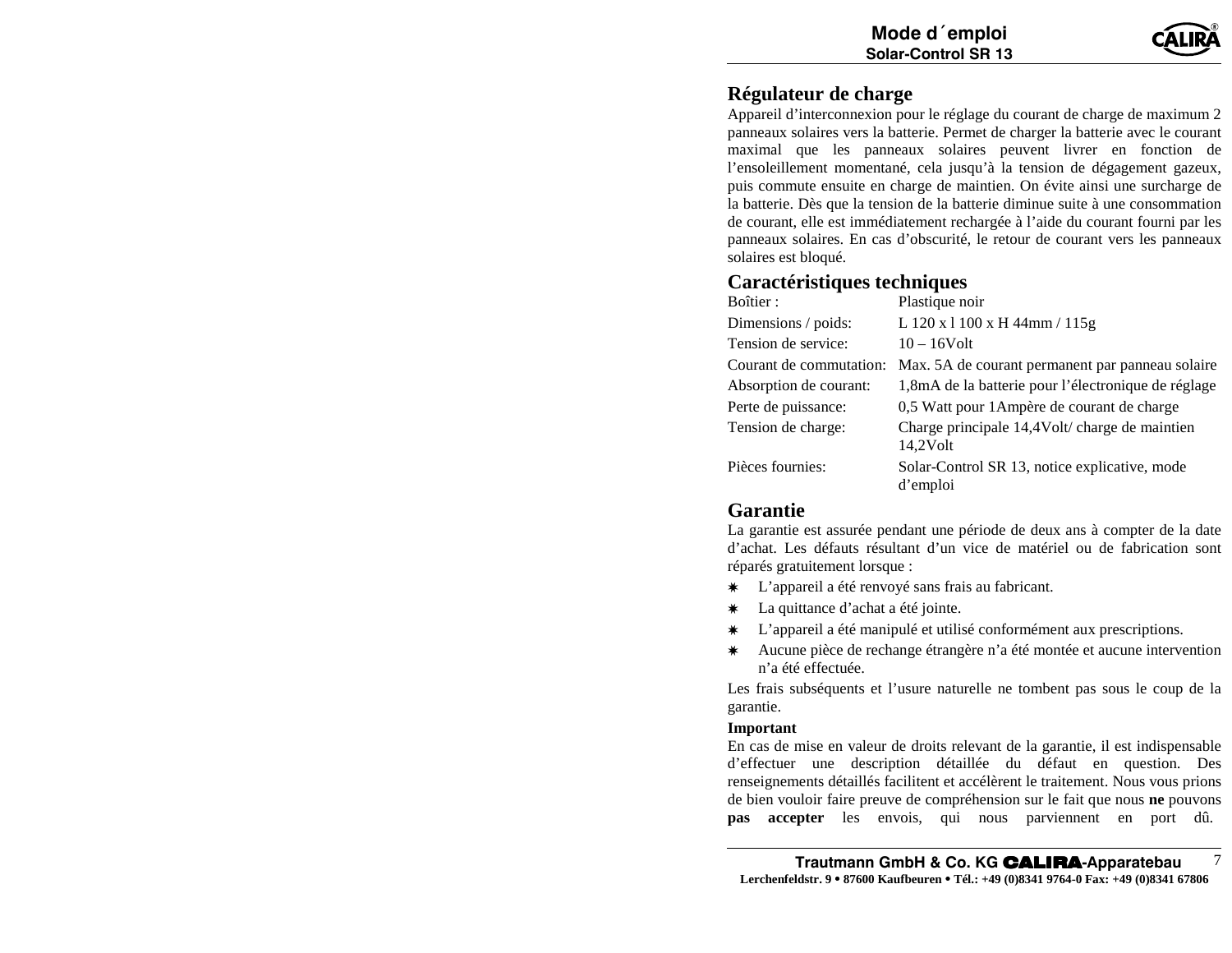## Régulateur de charge

Appareil d'interconnexion pour le réglage du courant de charge de maximum 2 panneaux solaires vers la batterie. Permet de charger la batterie avec le courant maximal que les panneaux solaires peuvent livrer en fonction de l'ensoleillement momentané, cela jusqu'à la tension de dégagement gazeux, puis commute ensuite en charge de maintien. On évite ainsi une surcharge de la batterie. Dès que la tension de la batterie diminue suite à une consommation de courant, elle est immédiatement rechargée à l'aide du courant fourni par les panneaux solaires. En cas d'obscurité, le retour de courant vers les panneaux solaires est bloqué.

## Caractéristiques techniques

| | |
|---|---|
| Boîtier : | Plastique noir |
| Dimensions / poids: | L 120 x l 100 x H 44mm / 115g |
| Tension de service: | 10 – 16Volt |
| Courant de commutation: | Max. 5A de courant permanent par panneau solaire |
| Absorption de courant: | 1,8mA de la batterie pour l'électronique de réglage |
| Perte de puissance: | 0,5 Watt pour 1Ampère de courant de charge |
| Tension de charge: | Charge principale 14,4Volt/ charge de maintien 14,2Volt |
| Pièces fournies: | Solar-Control SR 13, notice explicative, mode d'emploi |

## Garantie

La garantie est assurée pendant une période de deux ans à compter de la date d'achat. Les défauts résultant d'un vice de matériel ou de fabrication sont réparés gratuitement lorsque :

- L'appareil a été renvoyé sans frais au fabricant.
- La quittance d'achat a été jointe.
- L'appareil a été manipulé et utilisé conformément aux prescriptions.
- Aucune pièce de rechange étrangère n'a été montée et aucune intervention n'a été effectuée.

Les frais subséquents et l'usure naturelle ne tombent pas sous le coup de la garantie.

**Important**

En cas de mise en valeur de droits relevant de la garantie, il est indispensable d'effectuer une description détaillée du défaut en question. Des renseignements détaillés facilitent et accélèrent le traitement. Nous vous prions de bien vouloir faire preuve de compréhension sur le fait que nous **ne** pouvons **pas accepter** les envois, qui nous parviennent en port dû.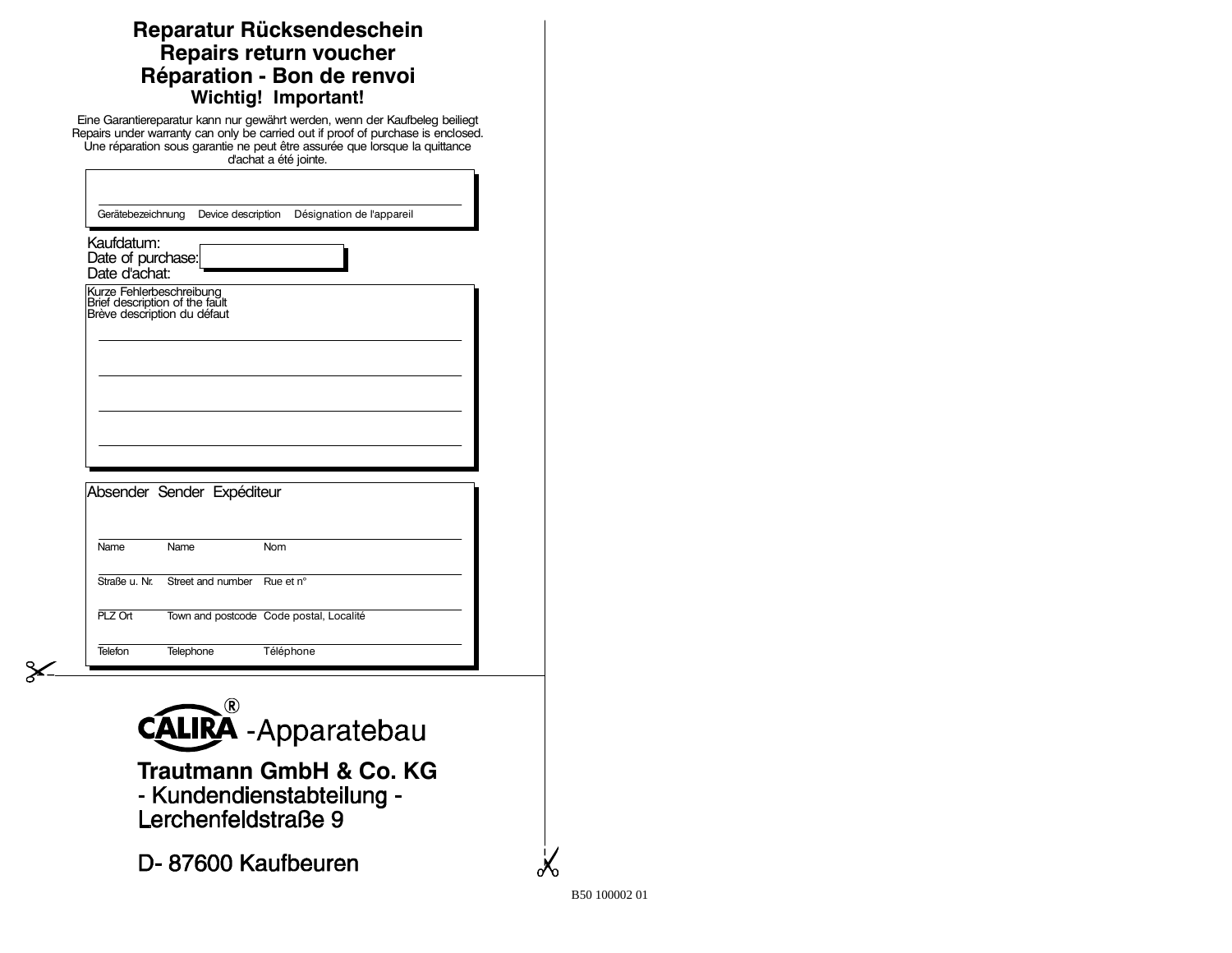# Reparatur Rücksendeschein
# Repairs return voucher
# Réparation - Bon de renvoi

### Wichtig! Important!

Eine Garantiereparatur kann nur gewährt werden, wenn der Kaufbeleg beiliegt
Repairs under warranty can only be carried out if proof of purchase is enclosed.
Une réparation sous garantie ne peut être assurée que lorsque la quittance d'achat a été jointe.

Gerätebezeichnung   Device description   Désignation de l'appareil

Kaufdatum:
Date of purchase:
Date d'achat:

Kurze Fehlerbeschreibung
Brief description of the fault
Brève description du défaut

Absender Sender Expéditeur

| | | |
|---|---|---|
| Name | Name | Nom |
| Straße u. Nr. | Street and number | Rue et n° |
| PLZ Ort | Town and postcode | Code postal, Localité |
| Telefon | Telephone | Téléphone |

CALIRA® -Apparatebau

**Trautmann GmbH & Co. KG**
- Kundendienstabteilung -
Lerchenfeldstraße 9

D- 87600 Kaufbeuren

B50 100002 01